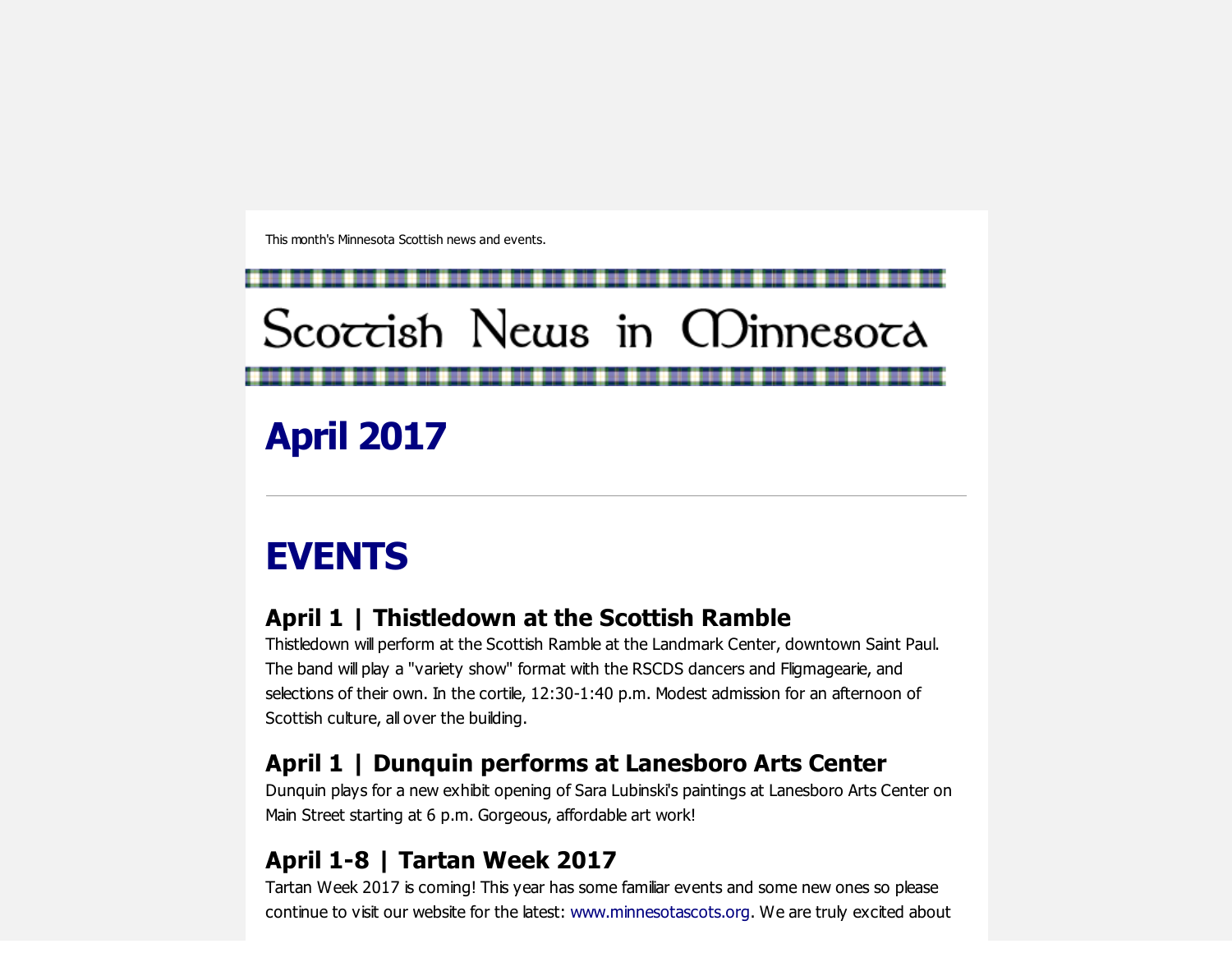This month's Minnesota Scottish news and events.

# Scottish News in Minnesota

# April 2017

---

# EVENTS

### April 1 | Thistledown at the Scottish Ramble

Thistledown will perform at the Scottish Ramble at the Landmark Center, downtown Saint Paul. The band will play a "variety show" format with the RSCDS dancers and Fligmagearie, and selections of their own. In the cortile, 12:30-1:40 p.m. Modest admission for an afternoon of Scottish culture, all over the building.

### April 1 | Dunquin performs at Lanesboro Arts Center

Dunquin plays for a new exhibit opening of Sara Lubinski's paintings at Lanesboro Arts Center on Main Street starting at 6 p.m. Gorgeous, affordable art work!

### April 1-8 | Tartan Week 2017

Tartan Week 2017 is coming! This year has some familiar events and some new ones so please continue to visit our website for the latest: www.minnesotascots.org. We are truly excited about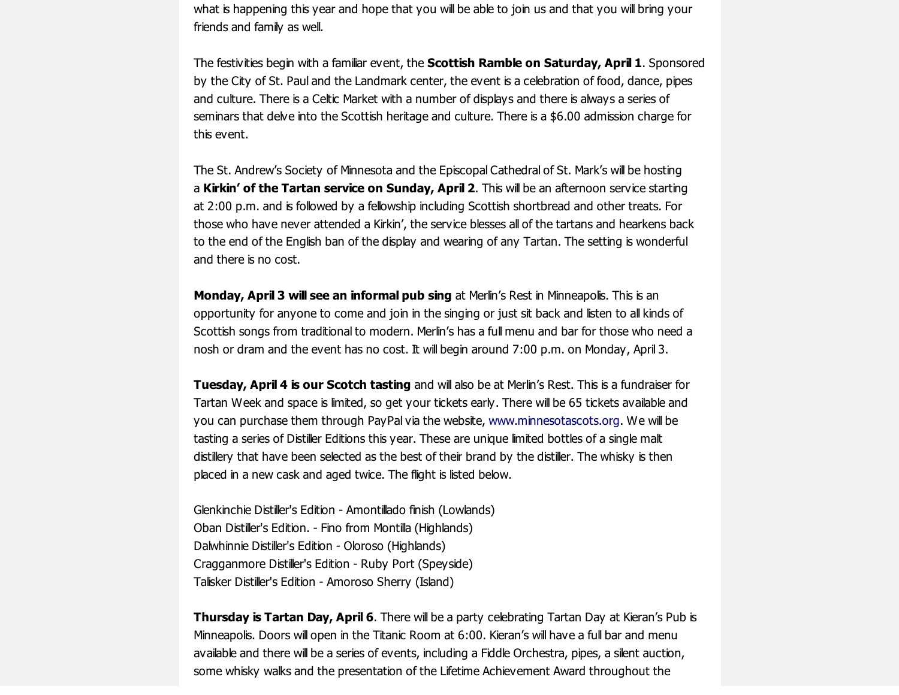what is happening this year and hope that you will be able to join us and that you will bring your friends and family as well.

The festivities begin with a familiar event, the **Scottish Ramble on Saturday, April 1**. Sponsored by the City of St. Paul and the Landmark center, the event is a celebration of food, dance, pipes and culture. There is a Celtic Market with a number of displays and there is always a series of seminars that delve into the Scottish heritage and culture. There is a $6.00 admission charge for this event.

The St. Andrew's Society of Minnesota and the Episcopal Cathedral of St. Mark's will be hosting a **Kirkin' of the Tartan service on Sunday, April 2**. This will be an afternoon service starting at 2:00 p.m. and is followed by a fellowship including Scottish shortbread and other treats. For those who have never attended a Kirkin', the service blesses all of the tartans and hearkens back to the end of the English ban of the display and wearing of any Tartan. The setting is wonderful and there is no cost.

**Monday, April 3 will see an informal pub sing** at Merlin's Rest in Minneapolis. This is an opportunity for anyone to come and join in the singing or just sit back and listen to all kinds of Scottish songs from traditional to modern. Merlin's has a full menu and bar for those who need a nosh or dram and the event has no cost. It will begin around 7:00 p.m. on Monday, April 3.

**Tuesday, April 4 is our Scotch tasting** and will also be at Merlin's Rest. This is a fundraiser for Tartan Week and space is limited, so get your tickets early. There will be 65 tickets available and you can purchase them through PayPal via the website, www.minnesotascots.org. We will be tasting a series of Distiller Editions this year. These are unique limited bottles of a single malt distillery that have been selected as the best of their brand by the distiller. The whisky is then placed in a new cask and aged twice. The flight is listed below.

Glenkinchie Distiller's Edition - Amontillado finish (Lowlands)
Oban Distiller's Edition. - Fino from Montilla (Highlands)
Dalwhinnie Distiller's Edition - Oloroso (Highlands)
Cragganmore Distiller's Edition - Ruby Port (Speyside)
Talisker Distiller's Edition - Amoroso Sherry (Island)

**Thursday is Tartan Day, April 6**. There will be a party celebrating Tartan Day at Kieran's Pub is Minneapolis. Doors will open in the Titanic Room at 6:00. Kieran's will have a full bar and menu available and there will be a series of events, including a Fiddle Orchestra, pipes, a silent auction, some whisky walks and the presentation of the Lifetime Achievement Award throughout the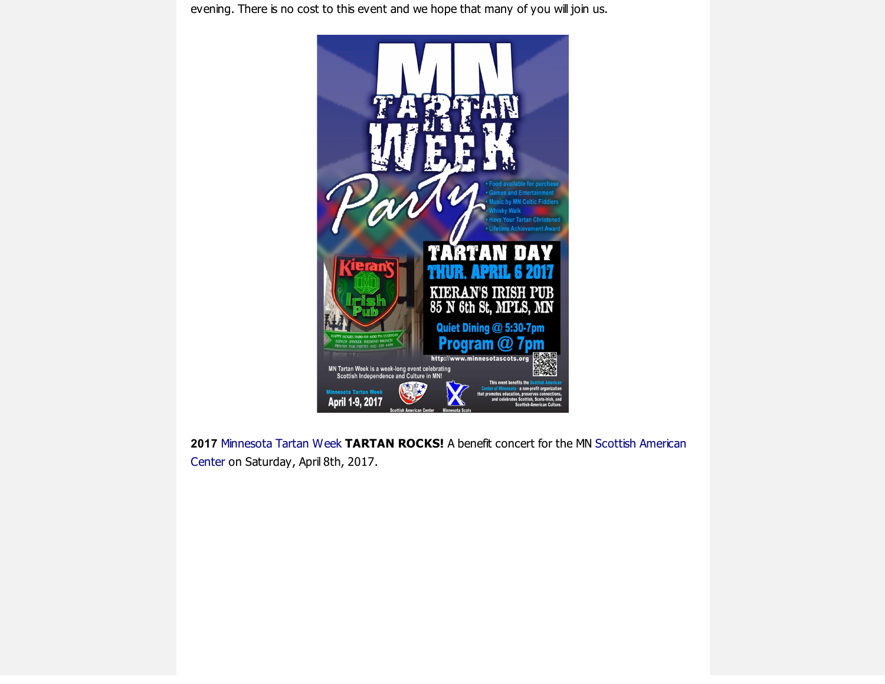evening. There is no cost to this event and we hope that many of you will join us.

MN TARTAN WEEK Party

- Food available for purchase
- Games and Entertainment
- Music by MN Celtic Fiddlers
- Whisky Walk
- Have Your Tartan Christened
- Lifetime Achievement Award

TARTAN DAY
THUR. APRIL 6 2017
KIERAN'S IRISH PUB
85 N 6th St, MPLS, MN
Quiet Dining @ 5:30-7pm
Program @ 7pm

http://www.minnesotascots.org

MN Tartan Week is a week-long event celebrating Scottish Independence and Culture in MN!

Minnesota Tartan Week
April 1-9, 2017

Scottish American Center

Minnesota Scots

This event benefits the Scottish American Center of Minnesota - a non-profit organization that promotes education, preserves connections, and celebrates Scottish, Scots-Irish, and Scottish-American Culture.

**2017** Minnesota Tartan Week **TARTAN ROCKS!** A benefit concert for the MN Scottish American Center on Saturday, April 8th, 2017.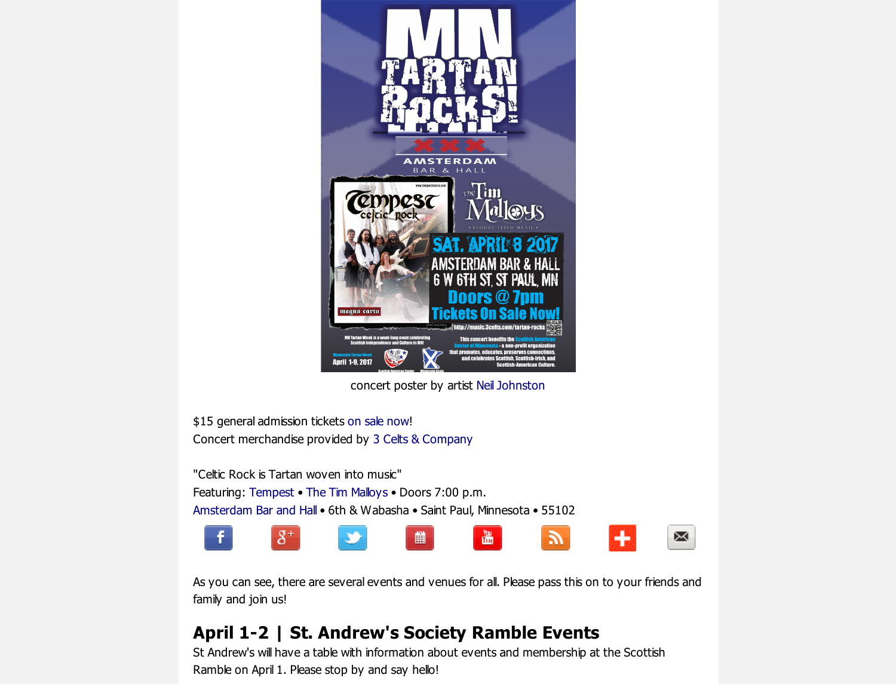concert poster by artist Neil Johnston

$15 general admission tickets on sale now!
Concert merchandise provided by 3 Celts & Company

"Celtic Rock is Tartan woven into music"
Featuring: Tempest • The Tim Malloys • Doors 7:00 p.m.
Amsterdam Bar and Hall • 6th & Wabasha • Saint Paul, Minnesota • 55102

As you can see, there are several events and venues for all. Please pass this on to your friends and family and join us!

## April 1-2 | St. Andrew's Society Ramble Events

St Andrew's will have a table with information about events and membership at the Scottish Ramble on April 1. Please stop by and say hello!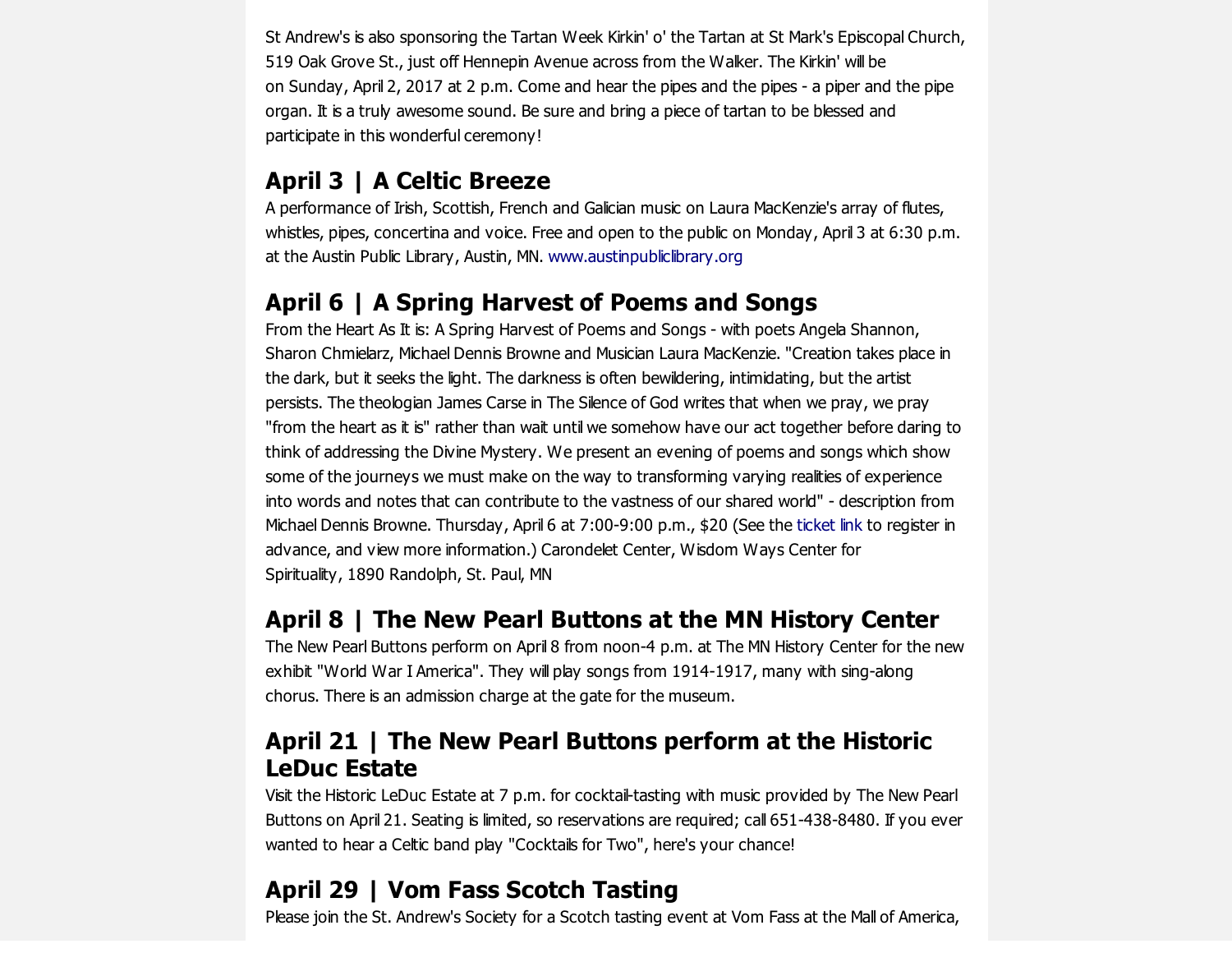St Andrew's is also sponsoring the Tartan Week Kirkin' o' the Tartan at St Mark's Episcopal Church, 519 Oak Grove St., just off Hennepin Avenue across from the Walker. The Kirkin' will be on Sunday, April 2, 2017 at 2 p.m. Come and hear the pipes and the pipes - a piper and the pipe organ. It is a truly awesome sound. Be sure and bring a piece of tartan to be blessed and participate in this wonderful ceremony!

## April 3 | A Celtic Breeze

A performance of Irish, Scottish, French and Galician music on Laura MacKenzie's array of flutes, whistles, pipes, concertina and voice. Free and open to the public on Monday, April 3 at 6:30 p.m. at the Austin Public Library, Austin, MN. www.austinpubliclibrary.org

## April 6 | A Spring Harvest of Poems and Songs

From the Heart As It is: A Spring Harvest of Poems and Songs - with poets Angela Shannon, Sharon Chmielarz, Michael Dennis Browne and Musician Laura MacKenzie. "Creation takes place in the dark, but it seeks the light. The darkness is often bewildering, intimidating, but the artist persists. The theologian James Carse in The Silence of God writes that when we pray, we pray "from the heart as it is" rather than wait until we somehow have our act together before daring to think of addressing the Divine Mystery. We present an evening of poems and songs which show some of the journeys we must make on the way to transforming varying realities of experience into words and notes that can contribute to the vastness of our shared world" - description from Michael Dennis Browne. Thursday, April 6 at 7:00-9:00 p.m., $20 (See the ticket link to register in advance, and view more information.) Carondelet Center, Wisdom Ways Center for Spirituality, 1890 Randolph, St. Paul, MN

## April 8 | The New Pearl Buttons at the MN History Center

The New Pearl Buttons perform on April 8 from noon-4 p.m. at The MN History Center for the new exhibit "World War I America". They will play songs from 1914-1917, many with sing-along chorus. There is an admission charge at the gate for the museum.

## April 21 | The New Pearl Buttons perform at the Historic LeDuc Estate

Visit the Historic LeDuc Estate at 7 p.m. for cocktail-tasting with music provided by The New Pearl Buttons on April 21. Seating is limited, so reservations are required; call 651-438-8480. If you ever wanted to hear a Celtic band play "Cocktails for Two", here's your chance!

## April 29 | Vom Fass Scotch Tasting

Please join the St. Andrew's Society for a Scotch tasting event at Vom Fass at the Mall of America,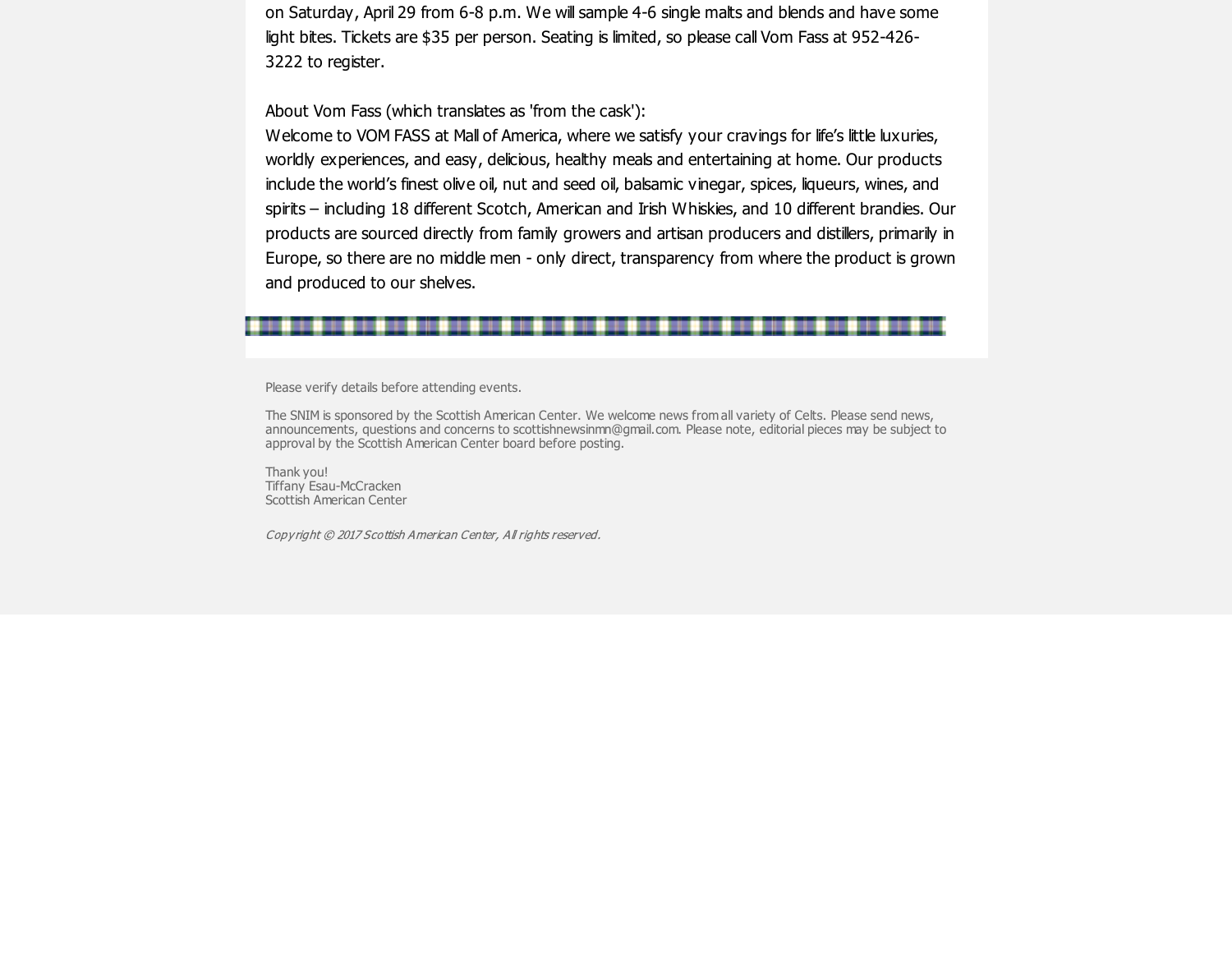on Saturday, April 29 from 6-8 p.m. We will sample 4-6 single malts and blends and have some light bites. Tickets are $35 per person. Seating is limited, so please call Vom Fass at 952-426-3222 to register.

About Vom Fass (which translates as 'from the cask'):
Welcome to VOM FASS at Mall of America, where we satisfy your cravings for life's little luxuries, worldly experiences, and easy, delicious, healthy meals and entertaining at home. Our products include the world's finest olive oil, nut and seed oil, balsamic vinegar, spices, liqueurs, wines, and spirits – including 18 different Scotch, American and Irish Whiskies, and 10 different brandies. Our products are sourced directly from family growers and artisan producers and distillers, primarily in Europe, so there are no middle men - only direct, transparency from where the product is grown and produced to our shelves.

Please verify details before attending events.

The SNIM is sponsored by the Scottish American Center. We welcome news from all variety of Celts. Please send news, announcements, questions and concerns to scottishnewsinmn@gmail.com. Please note, editorial pieces may be subject to approval by the Scottish American Center board before posting.

Thank you!
Tiffany Esau-McCracken
Scottish American Center

*Copyright © 2017 Scottish American Center, All rights reserved.*